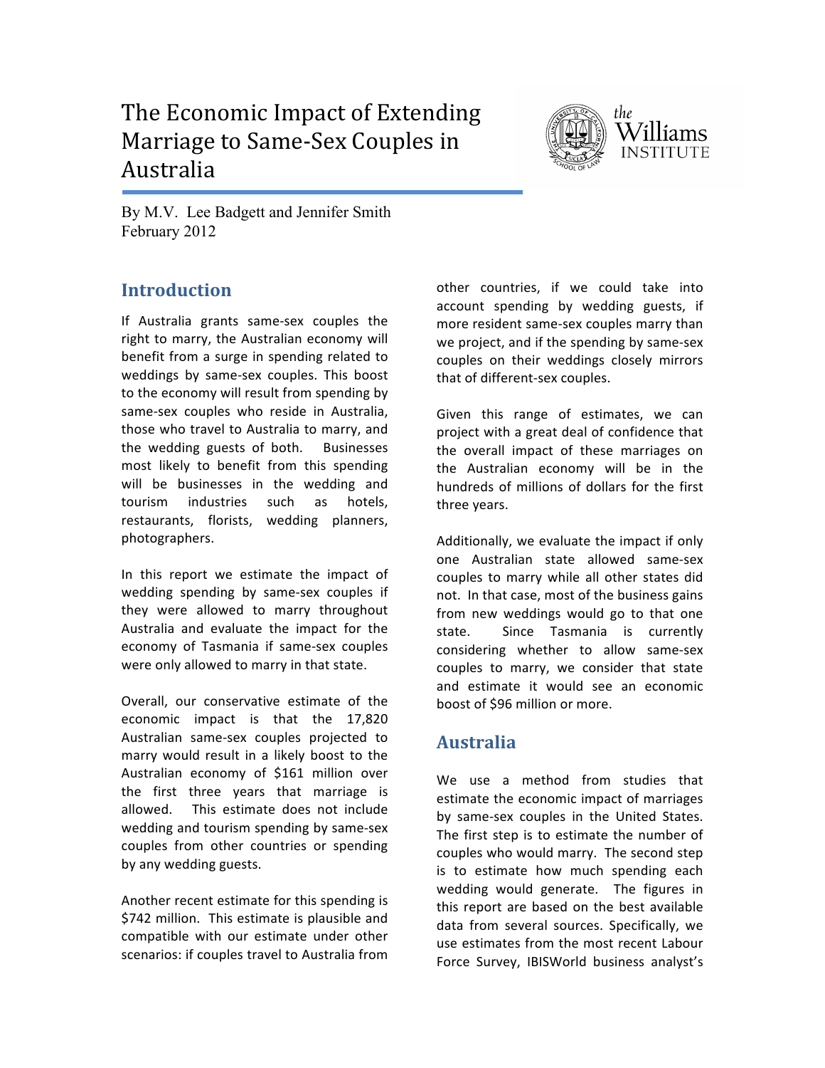# The Economic Impact of Extending Marriage to Same-Sex Couples in Australia

By M.V. Lee Badgett and Jennifer Smith
February 2012

## Introduction

If Australia grants same-sex couples the right to marry, the Australian economy will benefit from a surge in spending related to weddings by same-sex couples. This boost to the economy will result from spending by same-sex couples who reside in Australia, those who travel to Australia to marry, and the wedding guests of both. Businesses most likely to benefit from this spending will be businesses in the wedding and tourism industries such as hotels, restaurants, florists, wedding planners, photographers.

In this report we estimate the impact of wedding spending by same-sex couples if they were allowed to marry throughout Australia and evaluate the impact for the economy of Tasmania if same-sex couples were only allowed to marry in that state.

Overall, our conservative estimate of the economic impact is that the 17,820 Australian same-sex couples projected to marry would result in a likely boost to the Australian economy of $161 million over the first three years that marriage is allowed. This estimate does not include wedding and tourism spending by same-sex couples from other countries or spending by any wedding guests.

Another recent estimate for this spending is $742 million. This estimate is plausible and compatible with our estimate under other scenarios: if couples travel to Australia from other countries, if we could take into account spending by wedding guests, if more resident same-sex couples marry than we project, and if the spending by same-sex couples on their weddings closely mirrors that of different-sex couples.

Given this range of estimates, we can project with a great deal of confidence that the overall impact of these marriages on the Australian economy will be in the hundreds of millions of dollars for the first three years.

Additionally, we evaluate the impact if only one Australian state allowed same-sex couples to marry while all other states did not. In that case, most of the business gains from new weddings would go to that one state. Since Tasmania is currently considering whether to allow same-sex couples to marry, we consider that state and estimate it would see an economic boost of $96 million or more.

## Australia

We use a method from studies that estimate the economic impact of marriages by same-sex couples in the United States. The first step is to estimate the number of couples who would marry. The second step is to estimate how much spending each wedding would generate. The figures in this report are based on the best available data from several sources. Specifically, we use estimates from the most recent Labour Force Survey, IBISWorld business analyst's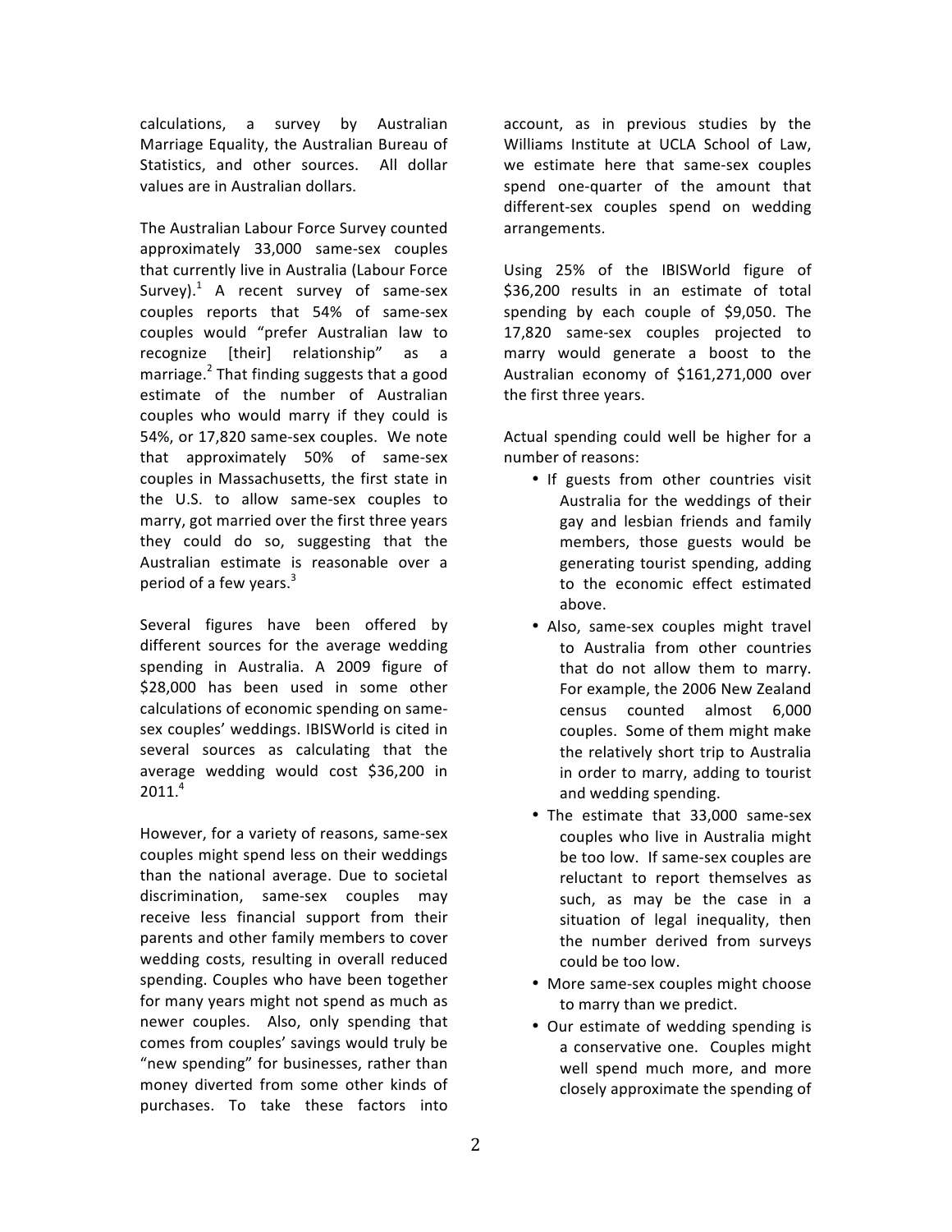calculations, a survey by Australian Marriage Equality, the Australian Bureau of Statistics, and other sources. All dollar values are in Australian dollars.

The Australian Labour Force Survey counted approximately 33,000 same-sex couples that currently live in Australia (Labour Force Survey).[1] A recent survey of same-sex couples reports that 54% of same-sex couples would "prefer Australian law to recognize [their] relationship" as a marriage.[2] That finding suggests that a good estimate of the number of Australian couples who would marry if they could is 54%, or 17,820 same-sex couples. We note that approximately 50% of same-sex couples in Massachusetts, the first state in the U.S. to allow same-sex couples to marry, got married over the first three years they could do so, suggesting that the Australian estimate is reasonable over a period of a few years.[3]

Several figures have been offered by different sources for the average wedding spending in Australia. A 2009 figure of $28,000 has been used in some other calculations of economic spending on same-sex couples' weddings. IBISWorld is cited in several sources as calculating that the average wedding would cost $36,200 in 2011.[4]

However, for a variety of reasons, same-sex couples might spend less on their weddings than the national average. Due to societal discrimination, same-sex couples may receive less financial support from their parents and other family members to cover wedding costs, resulting in overall reduced spending. Couples who have been together for many years might not spend as much as newer couples. Also, only spending that comes from couples' savings would truly be "new spending" for businesses, rather than money diverted from some other kinds of purchases. To take these factors into account, as in previous studies by the Williams Institute at UCLA School of Law, we estimate here that same-sex couples spend one-quarter of the amount that different-sex couples spend on wedding arrangements.

Using 25% of the IBISWorld figure of $36,200 results in an estimate of total spending by each couple of $9,050. The 17,820 same-sex couples projected to marry would generate a boost to the Australian economy of $161,271,000 over the first three years.

Actual spending could well be higher for a number of reasons:

- If guests from other countries visit Australia for the weddings of their gay and lesbian friends and family members, those guests would be generating tourist spending, adding to the economic effect estimated above.
- Also, same-sex couples might travel to Australia from other countries that do not allow them to marry. For example, the 2006 New Zealand census counted almost 6,000 couples. Some of them might make the relatively short trip to Australia in order to marry, adding to tourist and wedding spending.
- The estimate that 33,000 same-sex couples who live in Australia might be too low. If same-sex couples are reluctant to report themselves as such, as may be the case in a situation of legal inequality, then the number derived from surveys could be too low.
- More same-sex couples might choose to marry than we predict.
- Our estimate of wedding spending is a conservative one. Couples might well spend much more, and more closely approximate the spending of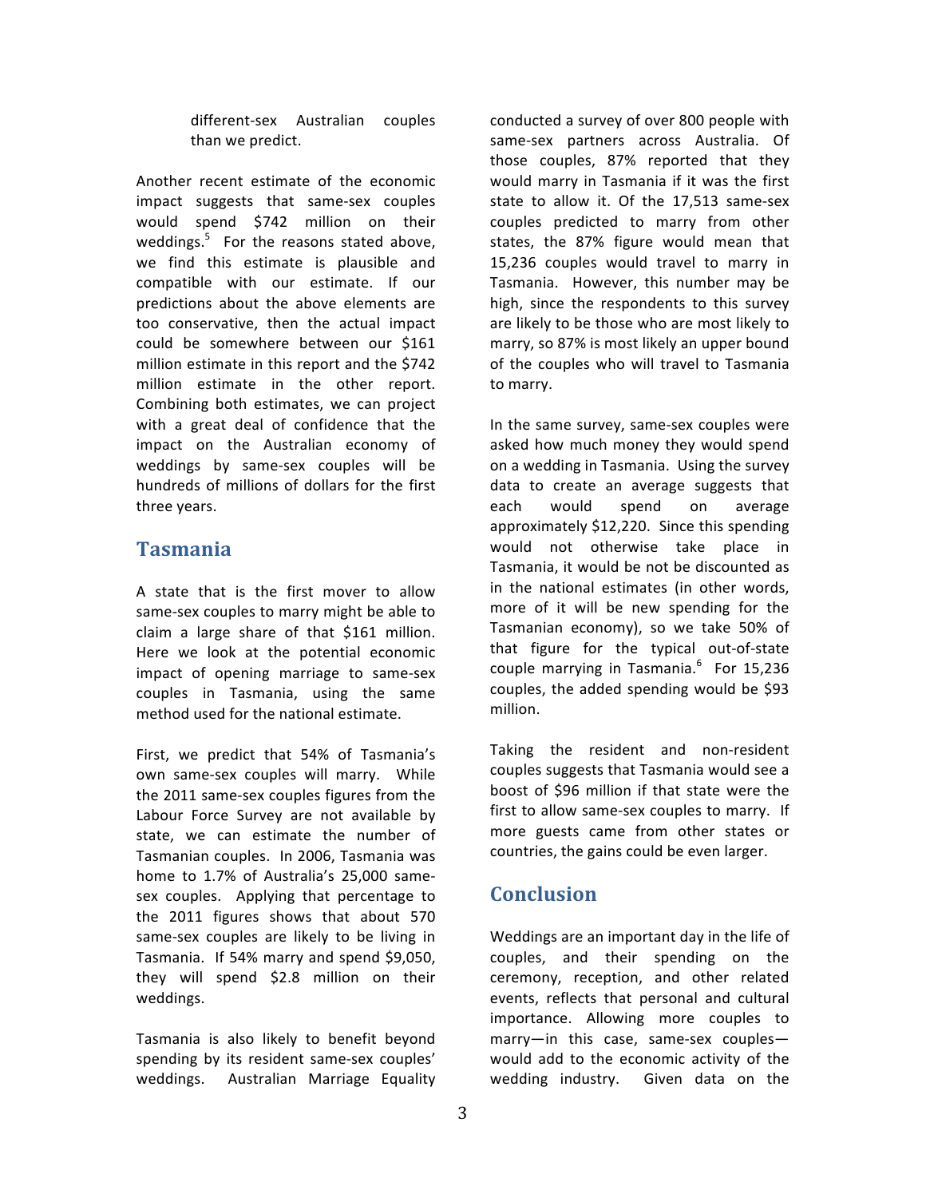different-sex Australian couples than we predict.

Another recent estimate of the economic impact suggests that same-sex couples would spend $742 million on their weddings.[5] For the reasons stated above, we find this estimate is plausible and compatible with our estimate. If our predictions about the above elements are too conservative, then the actual impact could be somewhere between our $161 million estimate in this report and the $742 million estimate in the other report. Combining both estimates, we can project with a great deal of confidence that the impact on the Australian economy of weddings by same-sex couples will be hundreds of millions of dollars for the first three years.

## Tasmania

A state that is the first mover to allow same-sex couples to marry might be able to claim a large share of that $161 million. Here we look at the potential economic impact of opening marriage to same-sex couples in Tasmania, using the same method used for the national estimate.

First, we predict that 54% of Tasmania's own same-sex couples will marry. While the 2011 same-sex couples figures from the Labour Force Survey are not available by state, we can estimate the number of Tasmanian couples. In 2006, Tasmania was home to 1.7% of Australia's 25,000 same-sex couples. Applying that percentage to the 2011 figures shows that about 570 same-sex couples are likely to be living in Tasmania. If 54% marry and spend $9,050, they will spend $2.8 million on their weddings.

Tasmania is also likely to benefit beyond spending by its resident same-sex couples' weddings. Australian Marriage Equality conducted a survey of over 800 people with same-sex partners across Australia. Of those couples, 87% reported that they would marry in Tasmania if it was the first state to allow it. Of the 17,513 same-sex couples predicted to marry from other states, the 87% figure would mean that 15,236 couples would travel to marry in Tasmania. However, this number may be high, since the respondents to this survey are likely to be those who are most likely to marry, so 87% is most likely an upper bound of the couples who will travel to Tasmania to marry.

In the same survey, same-sex couples were asked how much money they would spend on a wedding in Tasmania. Using the survey data to create an average suggests that each would spend on average approximately $12,220. Since this spending would not otherwise take place in Tasmania, it would be not be discounted as in the national estimates (in other words, more of it will be new spending for the Tasmanian economy), so we take 50% of that figure for the typical out-of-state couple marrying in Tasmania.[6] For 15,236 couples, the added spending would be $93 million.

Taking the resident and non-resident couples suggests that Tasmania would see a boost of $96 million if that state were the first to allow same-sex couples to marry. If more guests came from other states or countries, the gains could be even larger.

## Conclusion

Weddings are an important day in the life of couples, and their spending on the ceremony, reception, and other related events, reflects that personal and cultural importance. Allowing more couples to marry—in this case, same-sex couples—would add to the economic activity of the wedding industry. Given data on the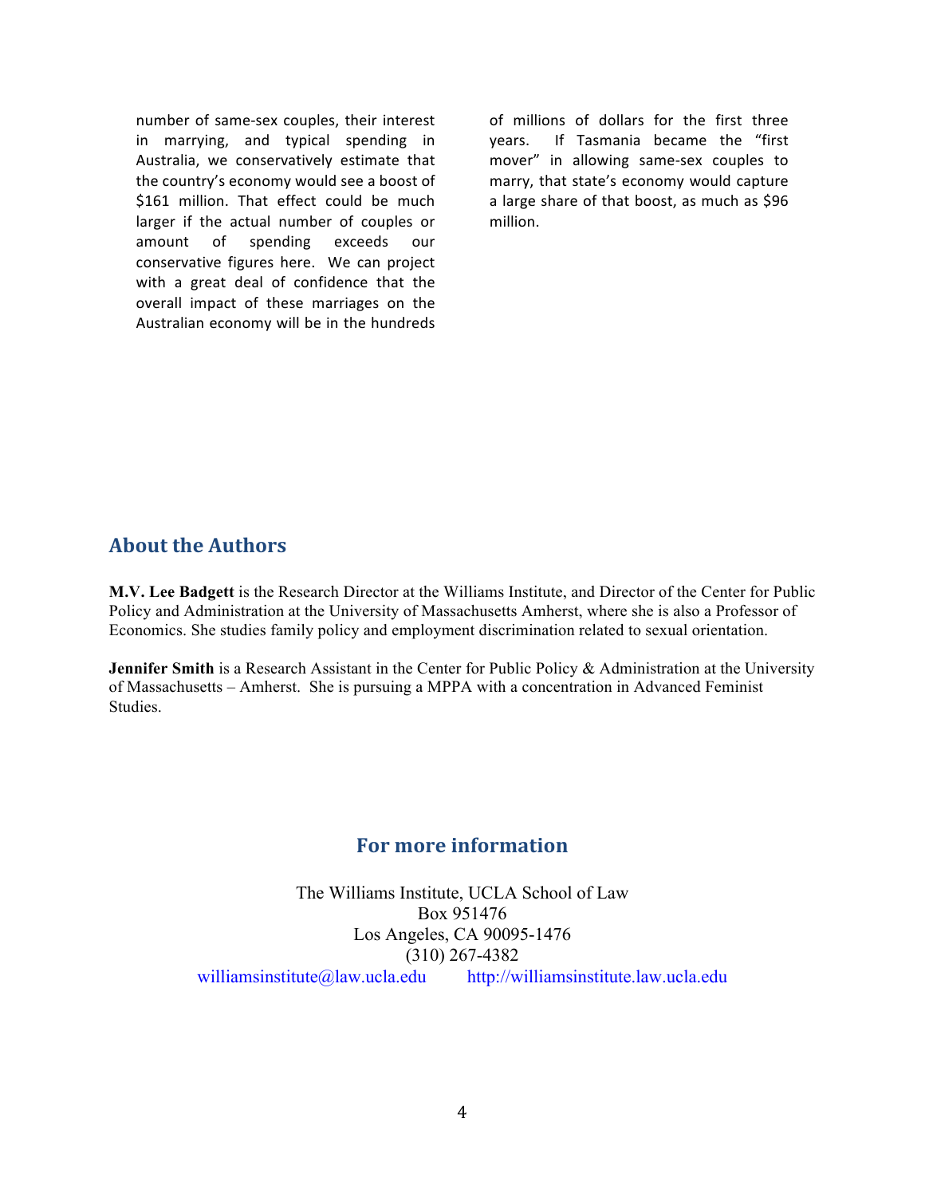number of same-sex couples, their interest in marrying, and typical spending in Australia, we conservatively estimate that the country's economy would see a boost of $161 million. That effect could be much larger if the actual number of couples or amount of spending exceeds our conservative figures here. We can project with a great deal of confidence that the overall impact of these marriages on the Australian economy will be in the hundreds of millions of dollars for the first three years. If Tasmania became the "first mover" in allowing same-sex couples to marry, that state's economy would capture a large share of that boost, as much as $96 million.

## About the Authors

**M.V. Lee Badgett** is the Research Director at the Williams Institute, and Director of the Center for Public Policy and Administration at the University of Massachusetts Amherst, where she is also a Professor of Economics. She studies family policy and employment discrimination related to sexual orientation.

**Jennifer Smith** is a Research Assistant in the Center for Public Policy & Administration at the University of Massachusetts – Amherst. She is pursuing a MPPA with a concentration in Advanced Feminist Studies.

## For more information

The Williams Institute, UCLA School of Law
Box 951476
Los Angeles, CA 90095-1476
(310) 267-4382
williamsinstitute@law.ucla.edu http://williamsinstitute.law.ucla.edu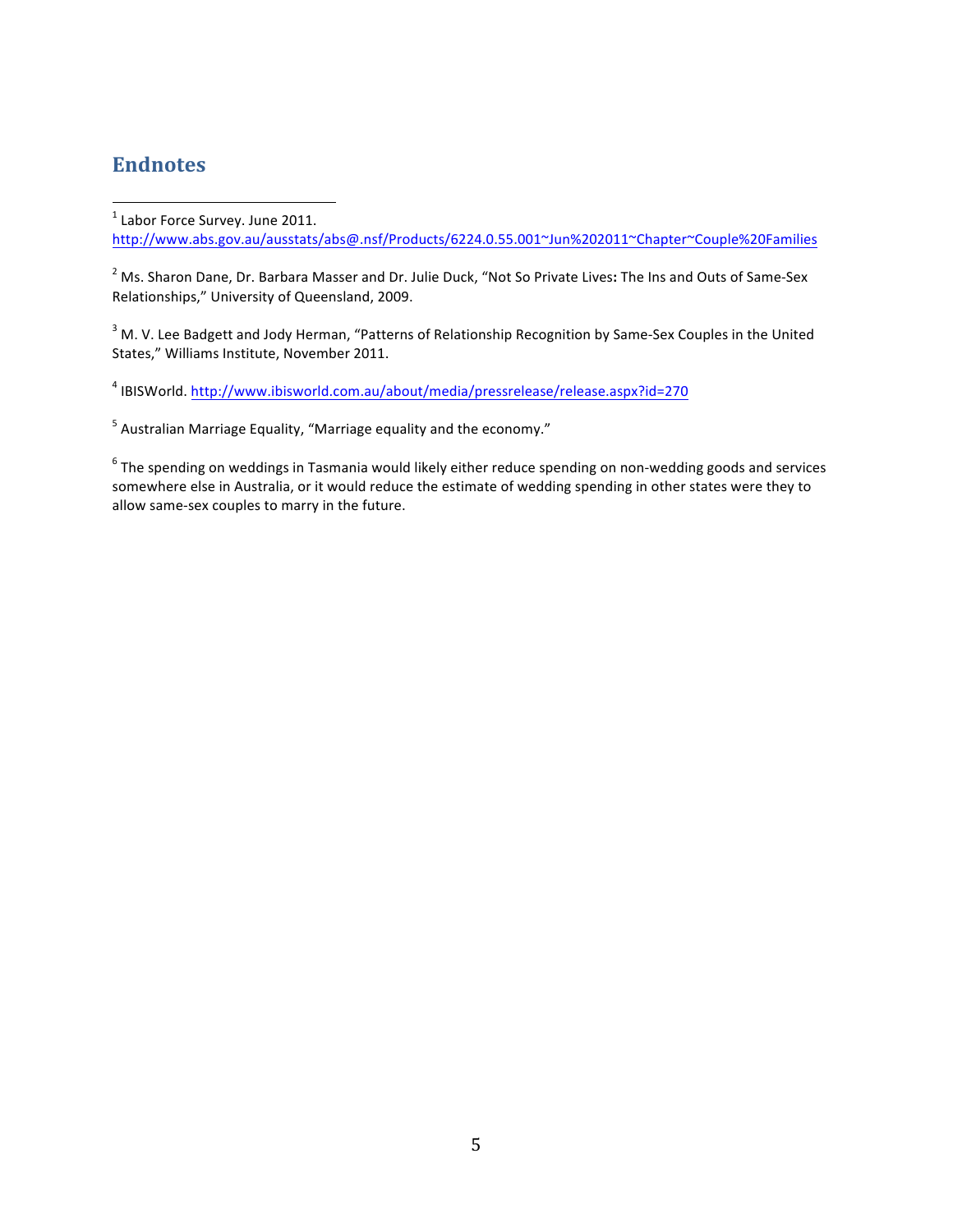## Endnotes

[1] Labor Force Survey. June 2011. http://www.abs.gov.au/ausstats/abs@.nsf/Products/6224.0.55.001~Jun%202011~Chapter~Couple%20Families

[2] Ms. Sharon Dane, Dr. Barbara Masser and Dr. Julie Duck, "Not So Private Lives**:** The Ins and Outs of Same-Sex Relationships," University of Queensland, 2009.

[3] M. V. Lee Badgett and Jody Herman, "Patterns of Relationship Recognition by Same-Sex Couples in the United States," Williams Institute, November 2011.

[4] IBISWorld. http://www.ibisworld.com.au/about/media/pressrelease/release.aspx?id=270

[5] Australian Marriage Equality, "Marriage equality and the economy."

[6] The spending on weddings in Tasmania would likely either reduce spending on non-wedding goods and services somewhere else in Australia, or it would reduce the estimate of wedding spending in other states were they to allow same-sex couples to marry in the future.